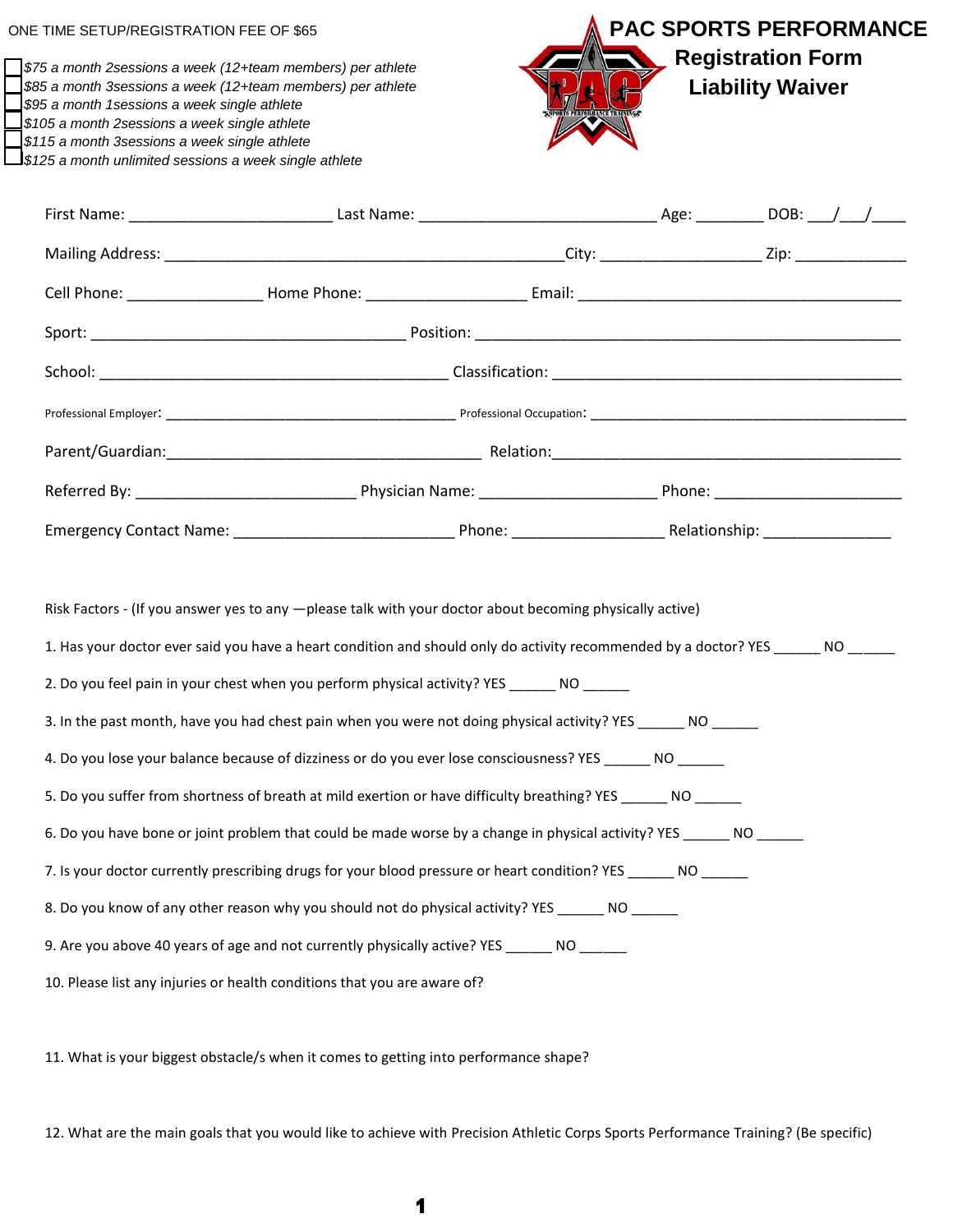ONE TIME SETUP/REGISTRATION FEE OF $65

- ☐ *$75 a month 2sessions a week (12+team members) per athlete*
- ☐ *$85 a month 3sessions a week (12+team members) per athlete*
- ☐ *$95 a month 1sessions a week single athlete*
- ☐ *$105 a month 2sessions a week single athlete*
- ☐ *$115 a month 3sessions a week single athlete*
- ☐ *$125 a month unlimited sessions a week single athlete*

# PAC SPORTS PERFORMANCE
## Registration Form
## Liability Waiver

First Name: ________________________ Last Name: ____________________________ Age: ________ DOB: ___/___/____

Mailing Address: ________________________________________________City: ___________________ Zip: _____________

Cell Phone: ________________ Home Phone: ___________________ Email: _______________________________________

Sport: _____________________________________ Position: _______________________________________________

School: _________________________________________ Classification: _________________________________________

Professional Employer: _________________________________________ Professional Occupation: _________________________________________

Parent/Guardian:_____________________________________ Relation:_________________________________________

Referred By: _________________________ Physician Name: _____________________ Phone: ______________________

Emergency Contact Name: __________________________ Phone: _________________ Relationship: _______________

Risk Factors - (If you answer yes to any —please talk with your doctor about becoming physically active)

1. Has your doctor ever said you have a heart condition and should only do activity recommended by a doctor? YES ______ NO ______
2. Do you feel pain in your chest when you perform physical activity? YES ______ NO ______
3. In the past month, have you had chest pain when you were not doing physical activity? YES ______ NO ______
4. Do you lose your balance because of dizziness or do you ever lose consciousness? YES ______ NO ______
5. Do you suffer from shortness of breath at mild exertion or have difficulty breathing? YES ______ NO ______
6. Do you have bone or joint problem that could be made worse by a change in physical activity? YES ______ NO ______
7. Is your doctor currently prescribing drugs for your blood pressure or heart condition? YES ______ NO ______
8. Do you know of any other reason why you should not do physical activity? YES ______ NO ______
9. Are you above 40 years of age and not currently physically active? YES ______ NO ______
10. Please list any injuries or health conditions that you are aware of?

11. What is your biggest obstacle/s when it comes to getting into performance shape?

12. What are the main goals that you would like to achieve with Precision Athletic Corps Sports Performance Training? (Be specific)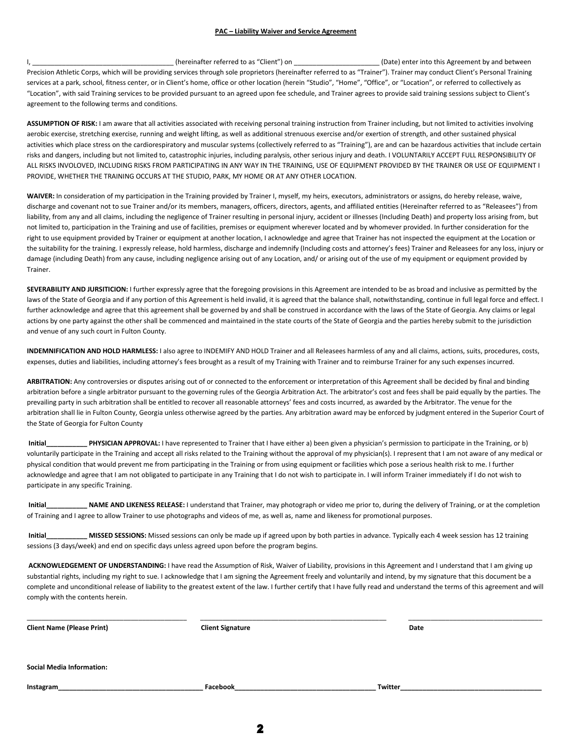**PAC – Liability Waiver and Service Agreement**

I, ______________________________________ (hereinafter referred to as "Client") on _______________________ (Date) enter into this Agreement by and between Precision Athletic Corps, which will be providing services through sole proprietors (hereinafter referred to as "Trainer"). Trainer may conduct Client's Personal Training services at a park, school, fitness center, or in Client's home, office or other location (herein "Studio", "Home", "Office", or "Location", or referred to collectively as "Location", with said Training services to be provided pursuant to an agreed upon fee schedule, and Trainer agrees to provide said training sessions subject to Client's agreement to the following terms and conditions.

**ASSUMPTION OF RISK:** I am aware that all activities associated with receiving personal training instruction from Trainer including, but not limited to activities involving aerobic exercise, stretching exercise, running and weight lifting, as well as additional strenuous exercise and/or exertion of strength, and other sustained physical activities which place stress on the cardiorespiratory and muscular systems (collectively referred to as "Training"), are and can be hazardous activities that include certain risks and dangers, including but not limited to, catastrophic injuries, including paralysis, other serious injury and death. I VOLUNTARILY ACCEPT FULL RESPONSIBILITY OF ALL RISKS INVOLOVED, INCLUDING RISKS FROM PARTICIPATING IN ANY WAY IN THE TRAINING, USE OF EQUIPMENT PROVIDED BY THE TRAINER OR USE OF EQUIPMENT I PROVIDE, WHETHER THE TRAINING OCCURS AT THE STUDIO, PARK, MY HOME OR AT ANY OTHER LOCATION.

**WAIVER:** In consideration of my participation in the Training provided by Trainer I, myself, my heirs, executors, administrators or assigns, do hereby release, waive, discharge and covenant not to sue Trainer and/or its members, managers, officers, directors, agents, and affiliated entities (Hereinafter referred to as "Releasees") from liability, from any and all claims, including the negligence of Trainer resulting in personal injury, accident or illnesses (Including Death) and property loss arising from, but not limited to, participation in the Training and use of facilities, premises or equipment wherever located and by whomever provided. In further consideration for the right to use equipment provided by Trainer or equipment at another location, I acknowledge and agree that Trainer has not inspected the equipment at the Location or the suitability for the training. I expressly release, hold harmless, discharge and indemnify (Including costs and attorney's fees) Trainer and Releasees for any loss, injury or damage (including Death) from any cause, including negligence arising out of any Location, and/ or arising out of the use of my equipment or equipment provided by Trainer.

**SEVERABILITY AND JURSITICION:** I further expressly agree that the foregoing provisions in this Agreement are intended to be as broad and inclusive as permitted by the laws of the State of Georgia and if any portion of this Agreement is held invalid, it is agreed that the balance shall, notwithstanding, continue in full legal force and effect. I further acknowledge and agree that this agreement shall be governed by and shall be construed in accordance with the laws of the State of Georgia. Any claims or legal actions by one party against the other shall be commenced and maintained in the state courts of the State of Georgia and the parties hereby submit to the jurisdiction and venue of any such court in Fulton County.

**INDEMNIFICATION AND HOLD HARMLESS:** I also agree to INDEMIFY AND HOLD Trainer and all Releasees harmless of any and all claims, actions, suits, procedures, costs, expenses, duties and liabilities, including attorney's fees brought as a result of my Training with Trainer and to reimburse Trainer for any such expenses incurred.

**ARBITRATION:** Any controversies or disputes arising out of or connected to the enforcement or interpretation of this Agreement shall be decided by final and binding arbitration before a single arbitrator pursuant to the governing rules of the Georgia Arbitration Act. The arbitrator's cost and fees shall be paid equally by the parties. The prevailing party in such arbitration shall be entitled to recover all reasonable attorneys' fees and costs incurred, as awarded by the Arbitrator. The venue for the arbitration shall lie in Fulton County, Georgia unless otherwise agreed by the parties. Any arbitration award may be enforced by judgment entered in the Superior Court of the State of Georgia for Fulton County

**Initial___________ PHYSICIAN APPROVAL:** I have represented to Trainer that I have either a) been given a physician's permission to participate in the Training, or b) voluntarily participate in the Training and accept all risks related to the Training without the approval of my physician(s). I represent that I am not aware of any medical or physical condition that would prevent me from participating in the Training or from using equipment or facilities which pose a serious health risk to me. I further acknowledge and agree that I am not obligated to participate in any Training that I do not wish to participate in. I will inform Trainer immediately if I do not wish to participate in any specific Training.

**Initial___________ NAME AND LIKENESS RELEASE:** I understand that Trainer, may photograph or video me prior to, during the delivery of Training, or at the completion of Training and I agree to allow Trainer to use photographs and videos of me, as well as, name and likeness for promotional purposes.

**Initial___________ MISSED SESSIONS:** Missed sessions can only be made up if agreed upon by both parties in advance. Typically each 4 week session has 12 training sessions (3 days/week) and end on specific days unless agreed upon before the program begins.

**ACKNOWLEDGEMENT OF UNDERSTANDING:** I have read the Assumption of Risk, Waiver of Liability, provisions in this Agreement and I understand that I am giving up substantial rights, including my right to sue. I acknowledge that I am signing the Agreement freely and voluntarily and intend, by my signature that this document be a complete and unconditional release of liability to the greatest extent of the law. I further certify that I have fully read and understand the terms of this agreement and will comply with the contents herein.

_____________________________________ _____________________________________ _____________________________________

**Client Name (Please Print)** **Client Signature** **Date**

**Social Media Information:**

**Instagram**_______________________________ **Facebook**_______________________________ **Twitter**_______________________________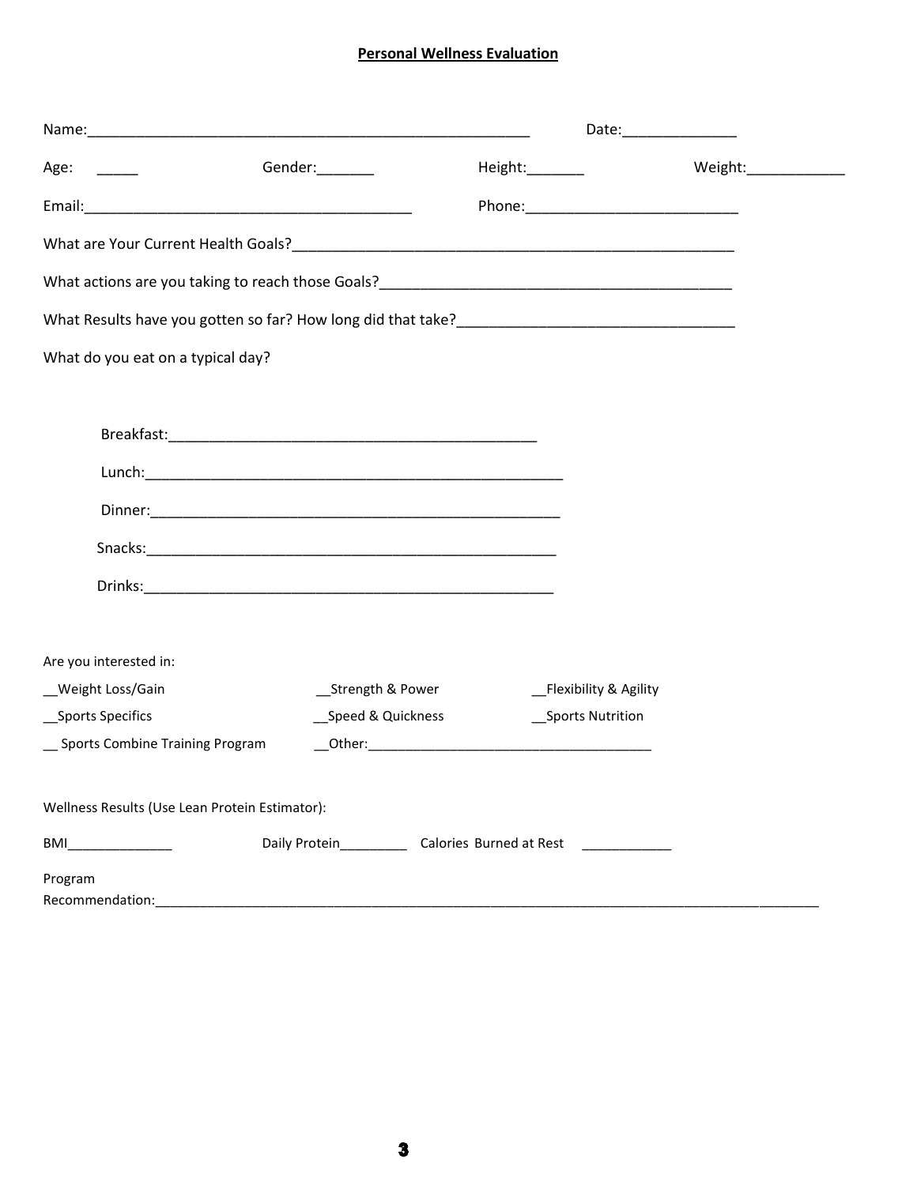**Personal Wellness Evaluation**

Name:_______________________________________________________ Date:______________

Age: _____ Gender:_______ Height:_______ Weight:____________

Email:________________________________________ Phone:_________________________

What are Your Current Health Goals?_______________________________________________________

What actions are you taking to reach those Goals?____________________________________________

What Results have you gotten so far? How long did that take?_________________________________

What do you eat on a typical day?

Breakfast:_____________________________________________

Lunch:____________________________________________________

Dinner:___________________________________________________

Snacks:___________________________________________________

Drinks:___________________________________________________

Are you interested in:

__Weight Loss/Gain __Strength & Power __Flexibility & Agility

__Sports Specifics __Speed & Quickness __Sports Nutrition

__ Sports Combine Training Program __Other:_____________________________________

Wellness Results (Use Lean Protein Estimator):

BMI______________ Daily Protein_________ Calories Burned at Rest ____________

Program Recommendation:____________________________________________________________________________________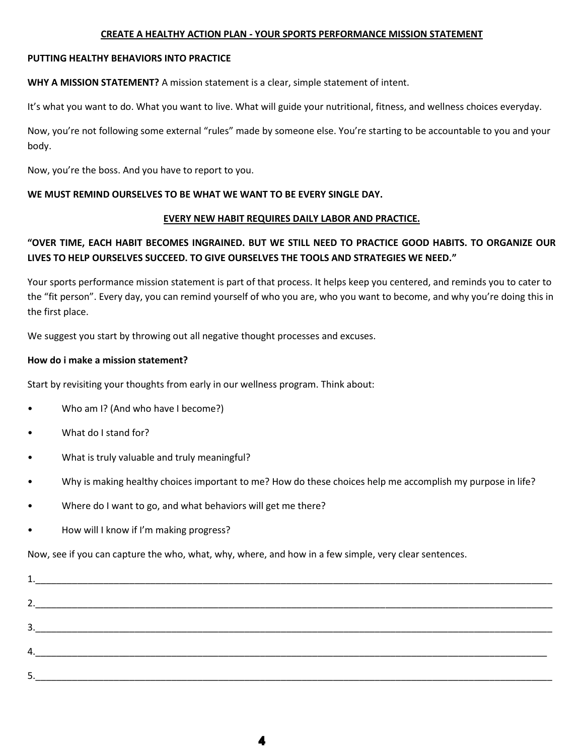## CREATE A HEALTHY ACTION PLAN - YOUR SPORTS PERFORMANCE MISSION STATEMENT

**PUTTING HEALTHY BEHAVIORS INTO PRACTICE**

**WHY A MISSION STATEMENT?** A mission statement is a clear, simple statement of intent.

It's what you want to do. What you want to live. What will guide your nutritional, fitness, and wellness choices everyday.

Now, you're not following some external "rules" made by someone else. You're starting to be accountable to you and your body.

Now, you're the boss. And you have to report to you.

**WE MUST REMIND OURSELVES TO BE WHAT WE WANT TO BE EVERY SINGLE DAY.**

**EVERY NEW HABIT REQUIRES DAILY LABOR AND PRACTICE.**

**"OVER TIME, EACH HABIT BECOMES INGRAINED. BUT WE STILL NEED TO PRACTICE GOOD HABITS. TO ORGANIZE OUR LIVES TO HELP OURSELVES SUCCEED. TO GIVE OURSELVES THE TOOLS AND STRATEGIES WE NEED."**

Your sports performance mission statement is part of that process. It helps keep you centered, and reminds you to cater to the "fit person". Every day, you can remind yourself of who you are, who you want to become, and why you're doing this in the first place.

We suggest you start by throwing out all negative thought processes and excuses.

**How do i make a mission statement?**

Start by revisiting your thoughts from early in our wellness program. Think about:

- Who am I? (And who have I become?)
- What do I stand for?
- What is truly valuable and truly meaningful?
- Why is making healthy choices important to me? How do these choices help me accomplish my purpose in life?
- Where do I want to go, and what behaviors will get me there?
- How will I know if I'm making progress?

Now, see if you can capture the who, what, why, where, and how in a few simple, very clear sentences.

1.____________________________________________________________________________

2.____________________________________________________________________________

3.____________________________________________________________________________

4.____________________________________________________________________________

5.____________________________________________________________________________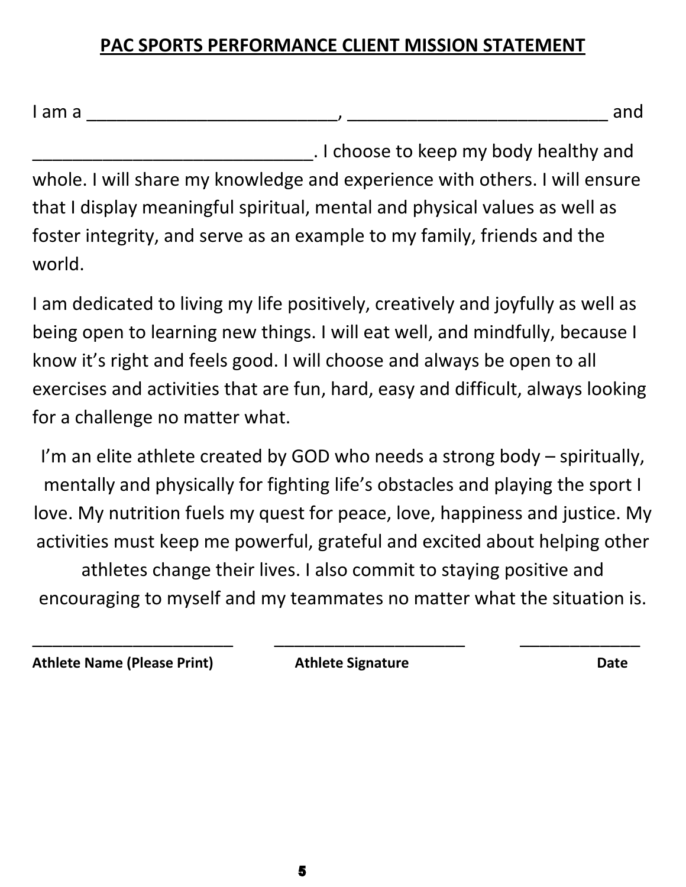## PAC SPORTS PERFORMANCE CLIENT MISSION STATEMENT

I am a __________________________, ___________________________ and _____________________________. I choose to keep my body healthy and whole. I will share my knowledge and experience with others. I will ensure that I display meaningful spiritual, mental and physical values as well as foster integrity, and serve as an example to my family, friends and the world.

I am dedicated to living my life positively, creatively and joyfully as well as being open to learning new things. I will eat well, and mindfully, because I know it's right and feels good. I will choose and always be open to all exercises and activities that are fun, hard, easy and difficult, always looking for a challenge no matter what.

I'm an elite athlete created by GOD who needs a strong body – spiritually, mentally and physically for fighting life's obstacles and playing the sport I love. My nutrition fuels my quest for peace, love, happiness and justice. My activities must keep me powerful, grateful and excited about helping other athletes change their lives. I also commit to staying positive and encouraging to myself and my teammates no matter what the situation is.

| | | |
|---|---|---|
| _______________________ | _____________________ | ______________ |
| **Athlete Name (Please Print)** | **Athlete Signature** | **Date** |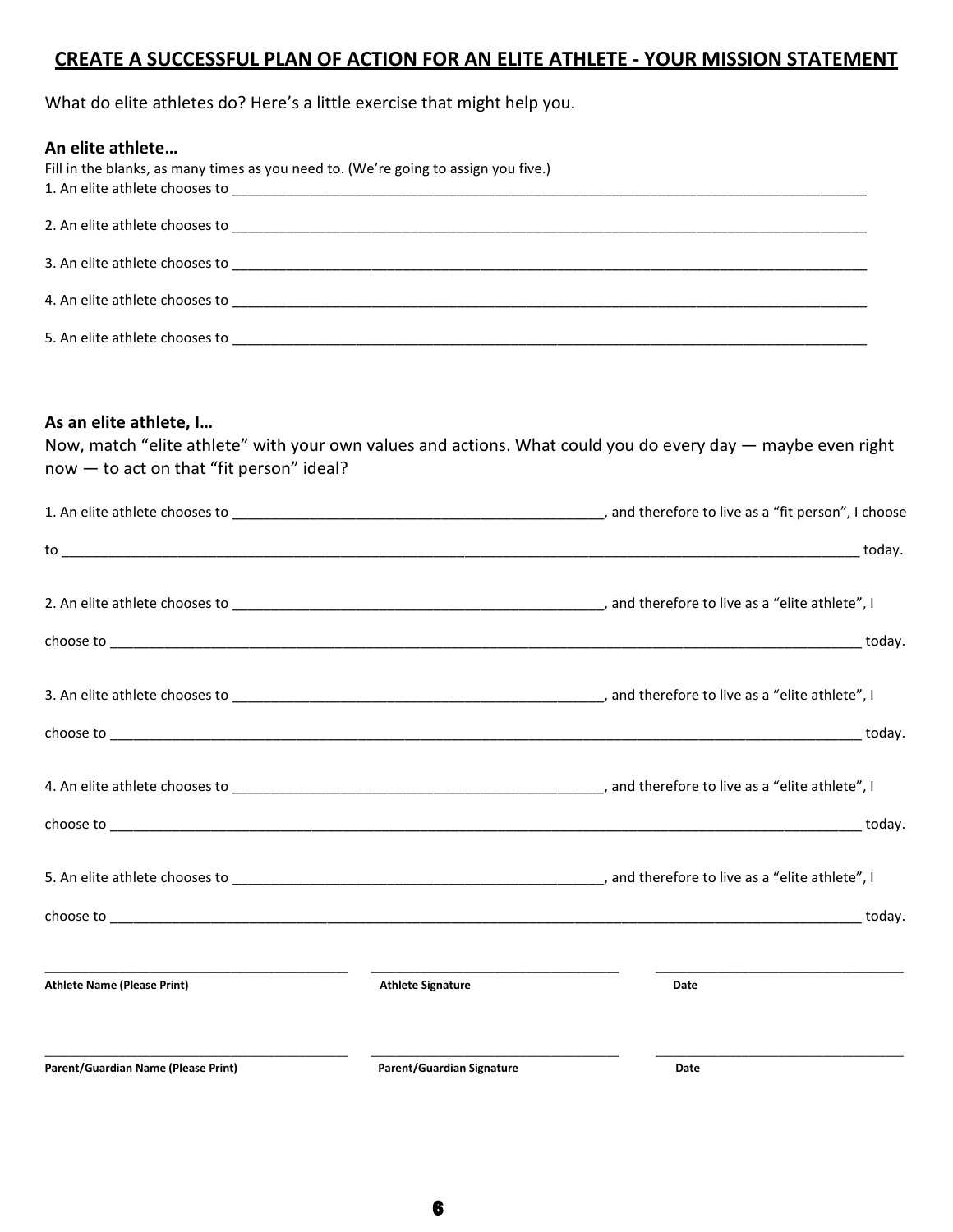## CREATE A SUCCESSFUL PLAN OF ACTION FOR AN ELITE ATHLETE - YOUR MISSION STATEMENT

What do elite athletes do? Here's a little exercise that might help you.

### An elite athlete…

Fill in the blanks, as many times as you need to. (We're going to assign you five.)

1. An elite athlete chooses to ________________________________________________________________________________

2. An elite athlete chooses to ________________________________________________________________________________

3. An elite athlete chooses to ________________________________________________________________________________

4. An elite athlete chooses to ________________________________________________________________________________

5. An elite athlete chooses to ________________________________________________________________________________

### As an elite athlete, I…

Now, match "elite athlete" with your own values and actions. What could you do every day — maybe even right now — to act on that "fit person" ideal?

1. An elite athlete chooses to ______________________________________________, and therefore to live as a "fit person", I choose to ______________________________________________________________________________________________ today.

2. An elite athlete chooses to ______________________________________________, and therefore to live as a "elite athlete", I choose to _________________________________________________________________________________________ today.

3. An elite athlete chooses to ______________________________________________, and therefore to live as a "elite athlete", I choose to _________________________________________________________________________________________ today.

4. An elite athlete chooses to ______________________________________________, and therefore to live as a "elite athlete", I choose to _________________________________________________________________________________________ today.

5. An elite athlete chooses to ______________________________________________, and therefore to live as a "elite athlete", I choose to _________________________________________________________________________________________ today.

_______________________________________ _________________________________ _________________________________

**Athlete Name (Please Print)** **Athlete Signature** **Date**

_______________________________________ _________________________________ _________________________________

**Parent/Guardian Name (Please Print)** **Parent/Guardian Signature** **Date**